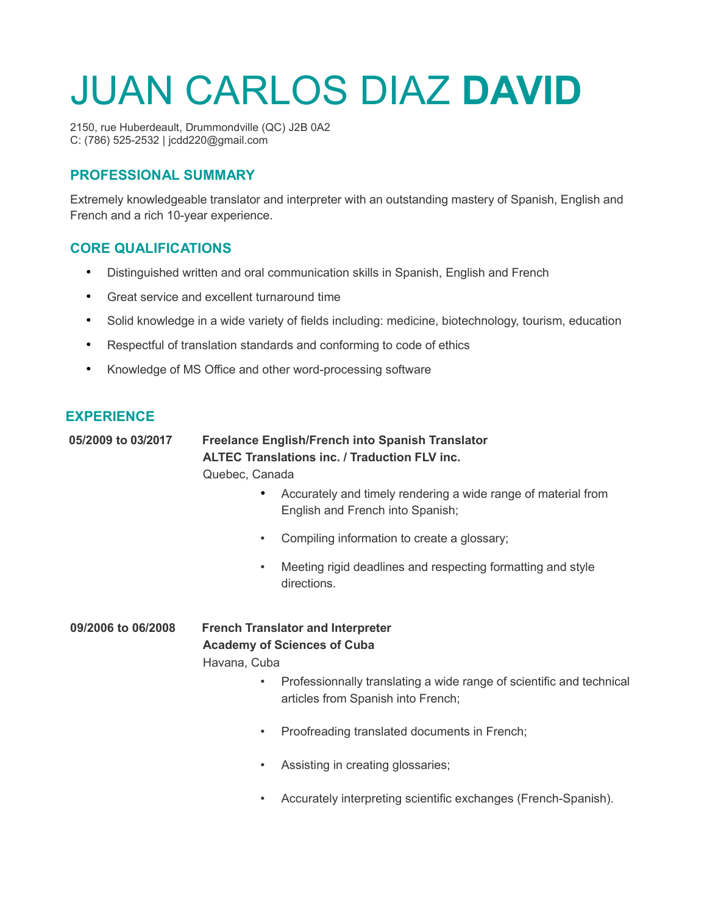# JUAN CARLOS DIAZ **DAVID**

2150, rue Huberdeault, Drummondville (QC) J2B 0A2
C: (786) 525-2532 | jcdd220@gmail.com

## PROFESSIONAL SUMMARY

Extremely knowledgeable translator and interpreter with an outstanding mastery of Spanish, English and French and a rich 10-year experience.

## CORE QUALIFICATIONS

- Distinguished written and oral communication skills in Spanish, English and French
- Great service and excellent turnaround time
- Solid knowledge in a wide variety of fields including: medicine, biotechnology, tourism, education
- Respectful of translation standards and conforming to code of ethics
- Knowledge of MS Office and other word-processing software

## EXPERIENCE

**05/2009 to 03/2017**

**Freelance English/French into Spanish Translator**
**ALTEC Translations inc. / Traduction FLV inc.**
Quebec, Canada

- Accurately and timely rendering a wide range of material from English and French into Spanish;
- Compiling information to create a glossary;
- Meeting rigid deadlines and respecting formatting and style directions.

**09/2006 to 06/2008**

**French Translator and Interpreter**
**Academy of Sciences of Cuba**
Havana, Cuba

- Professionnally translating a wide range of scientific and technical articles from Spanish into French;
- Proofreading translated documents in French;
- Assisting in creating glossaries;
- Accurately interpreting scientific exchanges (French-Spanish).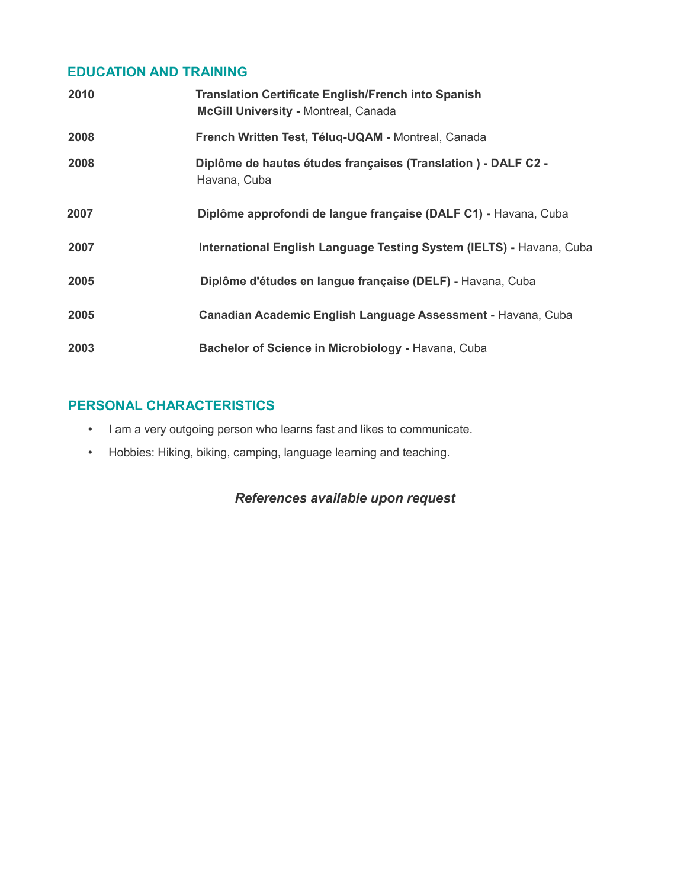## EDUCATION AND TRAINING

| | |
|---|---|
| **2010** | **Translation Certificate English/French into Spanish**<br>**McGill University -** Montreal, Canada |
| **2008** | **French Written Test, Téluq-UQAM -** Montreal, Canada |
| **2008** | **Diplôme de hautes études françaises (Translation ) - DALF C2 -** Havana, Cuba |
| **2007** | **Diplôme approfondi de langue française (DALF C1) -** Havana, Cuba |
| **2007** | **International English Language Testing System (IELTS) -** Havana, Cuba |
| **2005** | **Diplôme d'études en langue française (DELF) -** Havana, Cuba |
| **2005** | **Canadian Academic English Language Assessment -** Havana, Cuba |
| **2003** | **Bachelor of Science in Microbiology -** Havana, Cuba |

## PERSONAL CHARACTERISTICS

- I am a very outgoing person who learns fast and likes to communicate.
- Hobbies: Hiking, biking, camping, language learning and teaching.

***References available upon request***